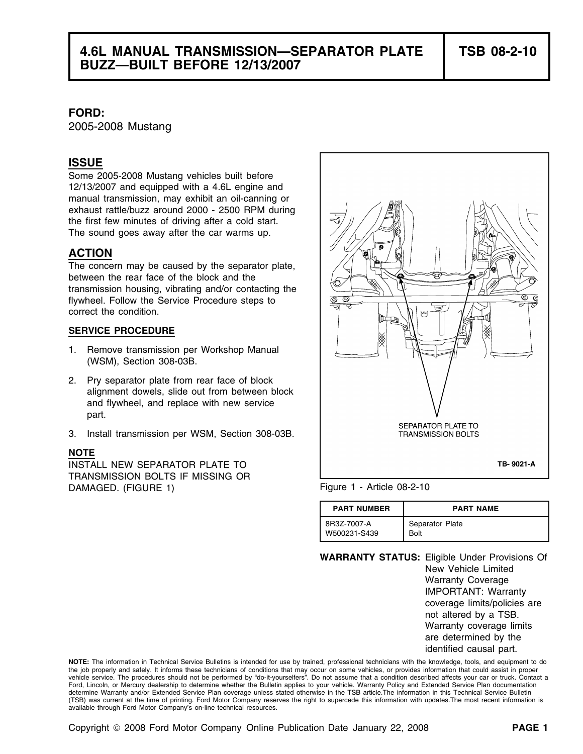# 4.6L MANUAL TRANSMISSION—SEPARATOR PLATE BUZZ—BUILT BEFORE 12/13/2007

**TSB 08-2-10**

**FORD:**
2005-2008 Mustang

## ISSUE

Some 2005-2008 Mustang vehicles built before 12/13/2007 and equipped with a 4.6L engine and manual transmission, may exhibit an oil-canning or exhaust rattle/buzz around 2000 - 2500 RPM during the first few minutes of driving after a cold start. The sound goes away after the car warms up.

## ACTION

The concern may be caused by the separator plate, between the rear face of the block and the transmission housing, vibrating and/or contacting the flywheel. Follow the Service Procedure steps to correct the condition.

### SERVICE PROCEDURE

1. Remove transmission per Workshop Manual (WSM), Section 308-03B.
2. Pry separator plate from rear face of block alignment dowels, slide out from between block and flywheel, and replace with new service part.
3. Install transmission per WSM, Section 308-03B.

**NOTE**

INSTALL NEW SEPARATOR PLATE TO TRANSMISSION BOLTS IF MISSING OR DAMAGED. (FIGURE 1)

SEPARATOR PLATE TO TRANSMISSION BOLTS

TB- 9021-A

Figure 1 - Article 08-2-10

| PART NUMBER | PART NAME |
| --- | --- |
| 8R3Z-7007-A | Separator Plate |
| W500231-S439 | Bolt |

**WARRANTY STATUS:** Eligible Under Provisions Of New Vehicle Limited Warranty Coverage
IMPORTANT: Warranty coverage limits/policies are not altered by a TSB. Warranty coverage limits are determined by the identified causal part.

**NOTE:** The information in Technical Service Bulletins is intended for use by trained, professional technicians with the knowledge, tools, and equipment to do the job properly and safely. It informs these technicians of conditions that may occur on some vehicles, or provides information that could assist in proper vehicle service. The procedures should not be performed by "do-it-yourselfers". Do not assume that a condition described affects your car or truck. Contact a Ford, Lincoln, or Mercury dealership to determine whether the Bulletin applies to your vehicle. Warranty Policy and Extended Service Plan documentation determine Warranty and/or Extended Service Plan coverage unless stated otherwise in the TSB article.The information in this Technical Service Bulletin (TSB) was current at the time of printing. Ford Motor Company reserves the right to supercede this information with updates.The most recent information is available through Ford Motor Company's on-line technical resources.

Copyright © 2008 Ford Motor Company Online Publication Date January 22, 2008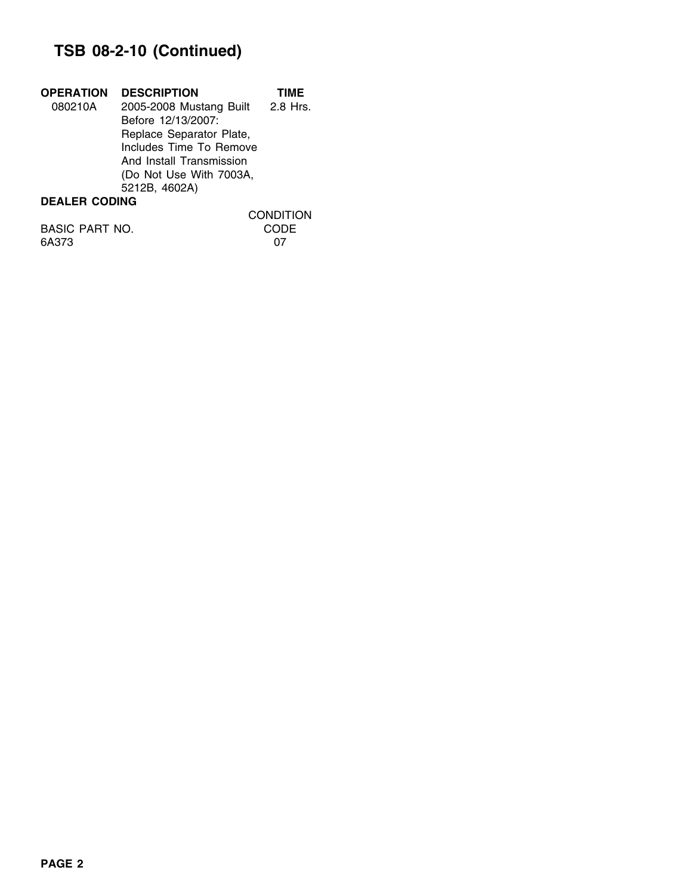# TSB 08-2-10 (Continued)

| OPERATION | DESCRIPTION | TIME |
|---|---|---|
| 080210A | 2005-2008 Mustang Built Before 12/13/2007: Replace Separator Plate, Includes Time To Remove And Install Transmission (Do Not Use With 7003A, 5212B, 4602A) | 2.8 Hrs. |

**DEALER CODING**

| BASIC PART NO. | CONDITION CODE |
|---|---|
| 6A373 | 07 |